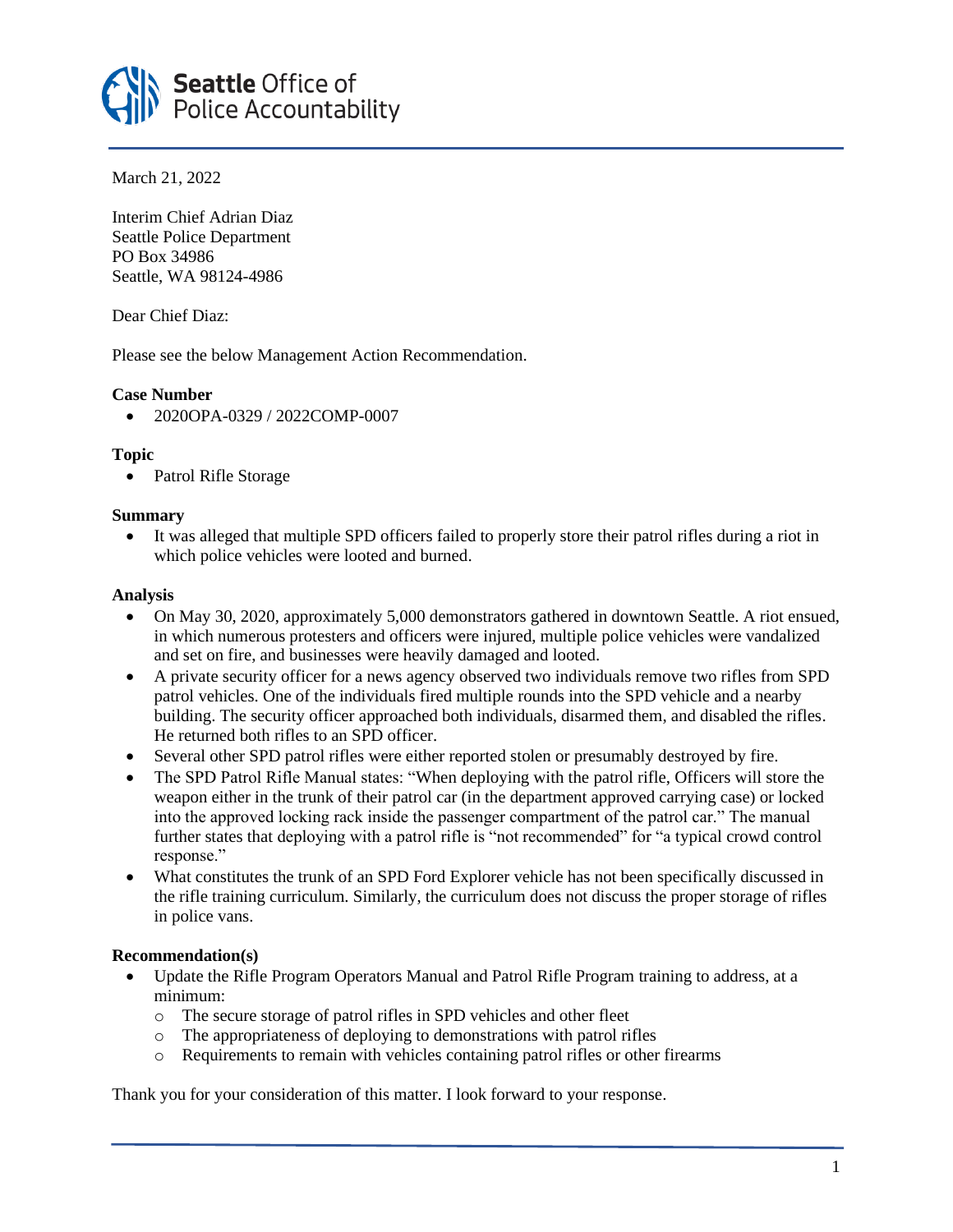Seattle Office of Police Accountability

March 21, 2022

Interim Chief Adrian Diaz
Seattle Police Department
PO Box 34986
Seattle, WA 98124-4986

Dear Chief Diaz:

Please see the below Management Action Recommendation.

**Case Number**

- 2020OPA-0329 / 2022COMP-0007

**Topic**

- Patrol Rifle Storage

**Summary**

- It was alleged that multiple SPD officers failed to properly store their patrol rifles during a riot in which police vehicles were looted and burned.

**Analysis**

- On May 30, 2020, approximately 5,000 demonstrators gathered in downtown Seattle. A riot ensued, in which numerous protesters and officers were injured, multiple police vehicles were vandalized and set on fire, and businesses were heavily damaged and looted.
- A private security officer for a news agency observed two individuals remove two rifles from SPD patrol vehicles. One of the individuals fired multiple rounds into the SPD vehicle and a nearby building. The security officer approached both individuals, disarmed them, and disabled the rifles. He returned both rifles to an SPD officer.
- Several other SPD patrol rifles were either reported stolen or presumably destroyed by fire.
- The SPD Patrol Rifle Manual states: "When deploying with the patrol rifle, Officers will store the weapon either in the trunk of their patrol car (in the department approved carrying case) or locked into the approved locking rack inside the passenger compartment of the patrol car." The manual further states that deploying with a patrol rifle is "not recommended" for "a typical crowd control response."
- What constitutes the trunk of an SPD Ford Explorer vehicle has not been specifically discussed in the rifle training curriculum. Similarly, the curriculum does not discuss the proper storage of rifles in police vans.

**Recommendation(s)**

- Update the Rifle Program Operators Manual and Patrol Rifle Program training to address, at a minimum:
  - The secure storage of patrol rifles in SPD vehicles and other fleet
  - The appropriateness of deploying to demonstrations with patrol rifles
  - Requirements to remain with vehicles containing patrol rifles or other firearms

Thank you for your consideration of this matter. I look forward to your response.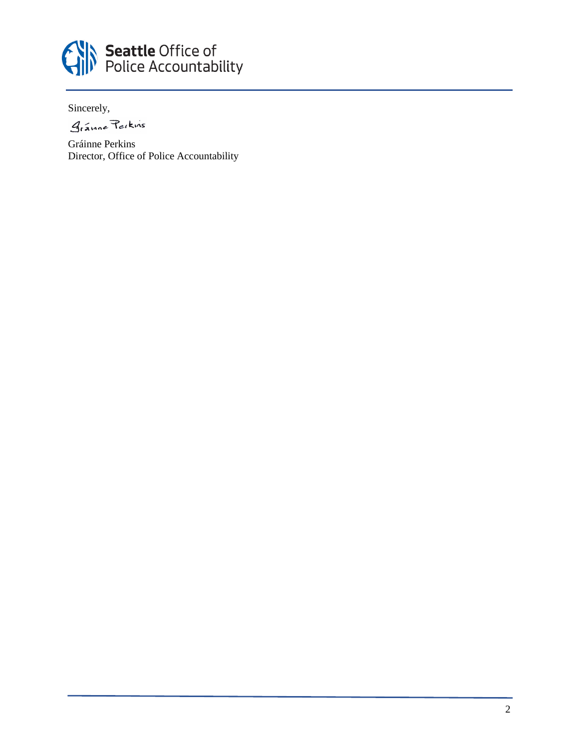Sincerely,

Gráinne Perkins

Gráinne Perkins
Director, Office of Police Accountability